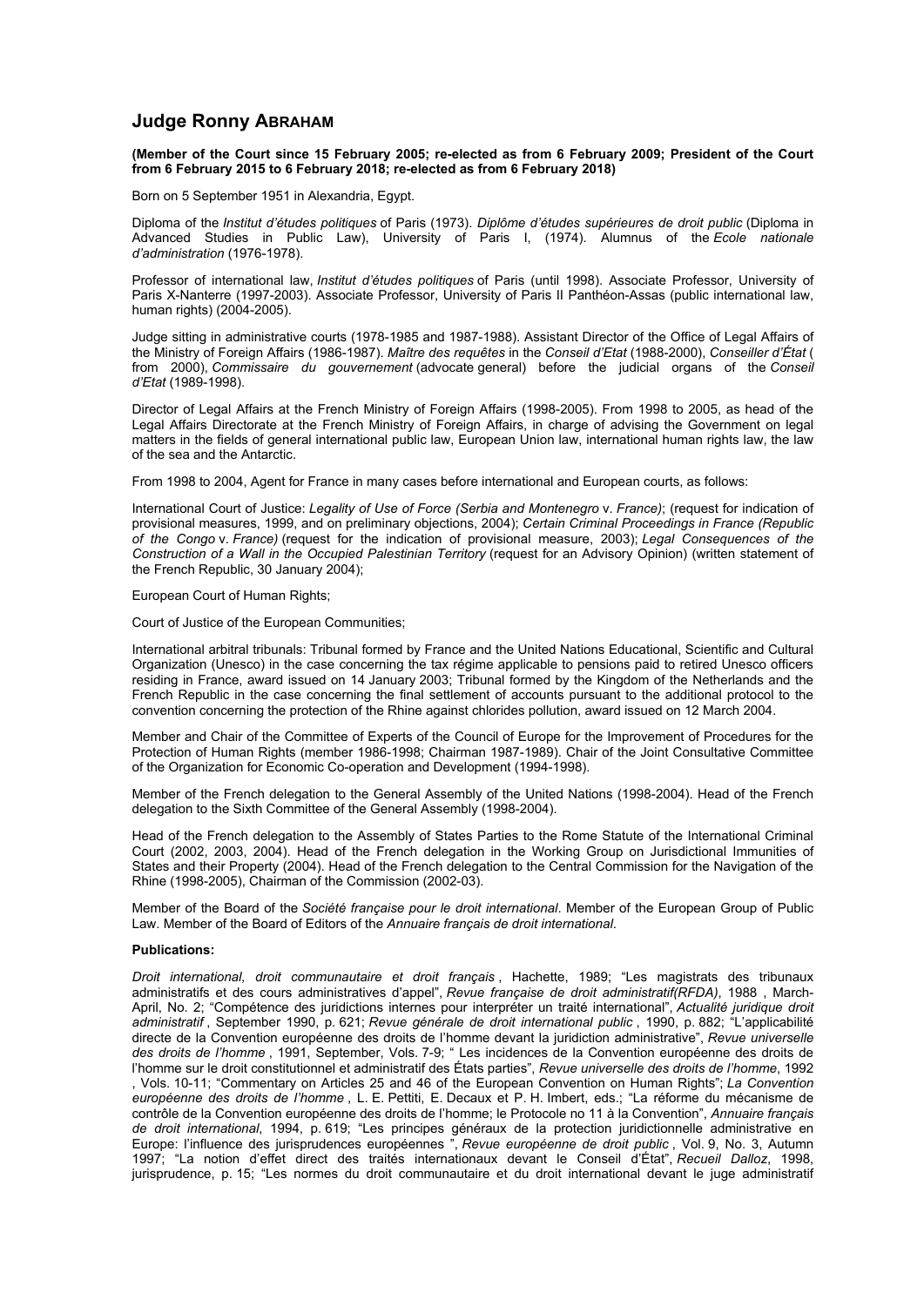# Judge Ronny ABRAHAM

**(Member of the Court since 15 February 2005; re-elected as from 6 February 2009; President of the Court from 6 February 2015 to 6 February 2018; re-elected as from 6 February 2018)**

Born on 5 September 1951 in Alexandria, Egypt.

Diploma of the *Institut d'études politiques* of Paris (1973). *Diplôme d'études supérieures de droit public* (Diploma in Advanced Studies in Public Law), University of Paris I, (1974). Alumnus of the *Ecole nationale d'administration* (1976-1978).

Professor of international law, *Institut d'études politiques* of Paris (until 1998). Associate Professor, University of Paris X-Nanterre (1997-2003). Associate Professor, University of Paris II Panthéon-Assas (public international law, human rights) (2004-2005).

Judge sitting in administrative courts (1978-1985 and 1987-1988). Assistant Director of the Office of Legal Affairs of the Ministry of Foreign Affairs (1986-1987). *Maître des requêtes* in the *Conseil d'Etat* (1988-2000), *Conseiller d'État* ( from 2000), *Commissaire du gouvernement* (advocate general) before the judicial organs of the *Conseil d'Etat* (1989-1998).

Director of Legal Affairs at the French Ministry of Foreign Affairs (1998-2005). From 1998 to 2005, as head of the Legal Affairs Directorate at the French Ministry of Foreign Affairs, in charge of advising the Government on legal matters in the fields of general international public law, European Union law, international human rights law, the law of the sea and the Antarctic.

From 1998 to 2004, Agent for France in many cases before international and European courts, as follows:

International Court of Justice: *Legality of Use of Force (Serbia and Montenegro* v. *France)*; (request for indication of provisional measures, 1999, and on preliminary objections, 2004); *Certain Criminal Proceedings in France (Republic of the Congo* v. *France)* (request for the indication of provisional measure, 2003); *Legal Consequences of the Construction of a Wall in the Occupied Palestinian Territory* (request for an Advisory Opinion) (written statement of the French Republic, 30 January 2004);

European Court of Human Rights;

Court of Justice of the European Communities;

International arbitral tribunals: Tribunal formed by France and the United Nations Educational, Scientific and Cultural Organization (Unesco) in the case concerning the tax régime applicable to pensions paid to retired Unesco officers residing in France, award issued on 14 January 2003; Tribunal formed by the Kingdom of the Netherlands and the French Republic in the case concerning the final settlement of accounts pursuant to the additional protocol to the convention concerning the protection of the Rhine against chlorides pollution, award issued on 12 March 2004.

Member and Chair of the Committee of Experts of the Council of Europe for the Improvement of Procedures for the Protection of Human Rights (member 1986-1998; Chairman 1987-1989). Chair of the Joint Consultative Committee of the Organization for Economic Co-operation and Development (1994-1998).

Member of the French delegation to the General Assembly of the United Nations (1998-2004). Head of the French delegation to the Sixth Committee of the General Assembly (1998-2004).

Head of the French delegation to the Assembly of States Parties to the Rome Statute of the International Criminal Court (2002, 2003, 2004). Head of the French delegation in the Working Group on Jurisdictional Immunities of States and their Property (2004). Head of the French delegation to the Central Commission for the Navigation of the Rhine (1998-2005), Chairman of the Commission (2002-03).

Member of the Board of the *Société française pour le droit international*. Member of the European Group of Public Law. Member of the Board of Editors of the *Annuaire français de droit international*.

**Publications:**

*Droit international, droit communautaire et droit français* , Hachette, 1989; "Les magistrats des tribunaux administratifs et des cours administratives d'appel", *Revue française de droit administratif(RFDA)*, 1988 , March-April, No. 2; "Compétence des juridictions internes pour interpréter un traité international", *Actualité juridique droit administratif* , September 1990, p. 621; *Revue générale de droit international public* , 1990, p. 882; "L'applicabilité directe de la Convention européenne des droits de l'homme devant la juridiction administrative", *Revue universelle des droits de l'homme* , 1991, September, Vols. 7-9; " Les incidences de la Convention européenne des droits de l'homme sur le droit constitutionnel et administratif des États parties", *Revue universelle des droits de l'homme*, 1992 , Vols. 10-11; "Commentary on Articles 25 and 46 of the European Convention on Human Rights"; *La Convention européenne des droits de l'homme* , L. E. Pettiti, E. Decaux et P. H. Imbert, eds.; "La réforme du mécanisme de contrôle de la Convention européenne des droits de l'homme; le Protocole no 11 à la Convention", *Annuaire français de droit international*, 1994, p. 619; "Les principes généraux de la protection juridictionnelle administrative en Europe: l'influence des jurisprudences européennes ", *Revue européenne de droit public* , Vol. 9, No. 3, Autumn 1997; "La notion d'effet direct des traités internationaux devant le Conseil d'État", *Recueil Dalloz*, 1998, jurisprudence, p. 15; "Les normes du droit communautaire et du droit international devant le juge administratif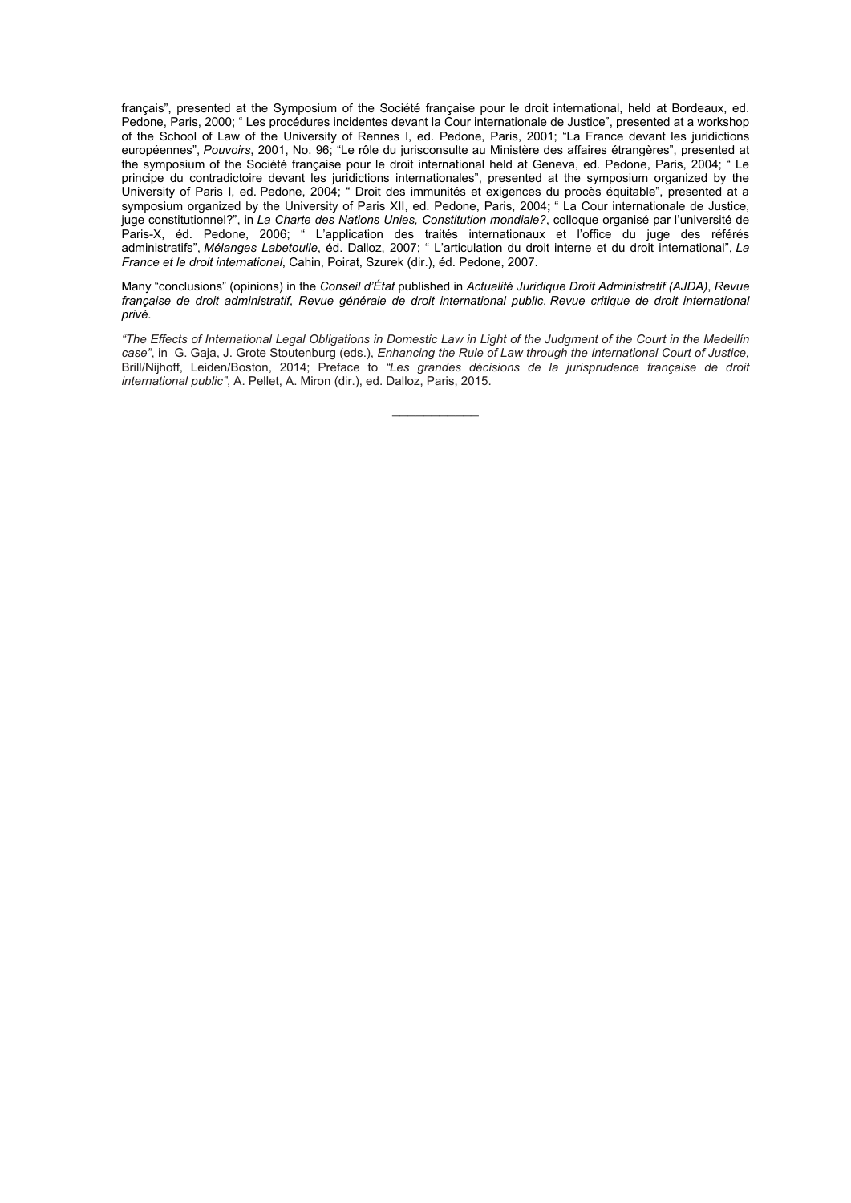français", presented at the Symposium of the Société française pour le droit international, held at Bordeaux, ed. Pedone, Paris, 2000; " Les procédures incidentes devant la Cour internationale de Justice", presented at a workshop of the School of Law of the University of Rennes I, ed. Pedone, Paris, 2001; "La France devant les juridictions européennes", *Pouvoirs*, 2001, No. 96; "Le rôle du jurisconsulte au Ministère des affaires étrangères", presented at the symposium of the Société française pour le droit international held at Geneva, ed. Pedone, Paris, 2004; " Le principe du contradictoire devant les juridictions internationales", presented at the symposium organized by the University of Paris I, ed. Pedone, 2004; " Droit des immunités et exigences du procès équitable", presented at a symposium organized by the University of Paris XII, ed. Pedone, Paris, 2004**;** " La Cour internationale de Justice, juge constitutionnel?", in *La Charte des Nations Unies, Constitution mondiale?*, colloque organisé par l'université de Paris-X, éd. Pedone, 2006; " L'application des traités internationaux et l'office du juge des référés administratifs", *Mélanges Labetoulle*, éd. Dalloz, 2007; " L'articulation du droit interne et du droit international", *La France et le droit international*, Cahin, Poirat, Szurek (dir.), éd. Pedone, 2007.

Many "conclusions" (opinions) in the *Conseil d'État* published in *Actualité Juridique Droit Administratif (AJDA)*, *Revue française de droit administratif, Revue générale de droit international public*, *Revue critique de droit international privé*.

*"The Effects of International Legal Obligations in Domestic Law in Light of the Judgment of the Court in the Medellín case"*, in G. Gaja, J. Grote Stoutenburg (eds.), *Enhancing the Rule of Law through the International Court of Justice,* Brill/Nijhoff, Leiden/Boston, 2014; Preface to *"Les grandes décisions de la jurisprudence française de droit international public"*, A. Pellet, A. Miron (dir.), ed. Dalloz, Paris, 2015.

___